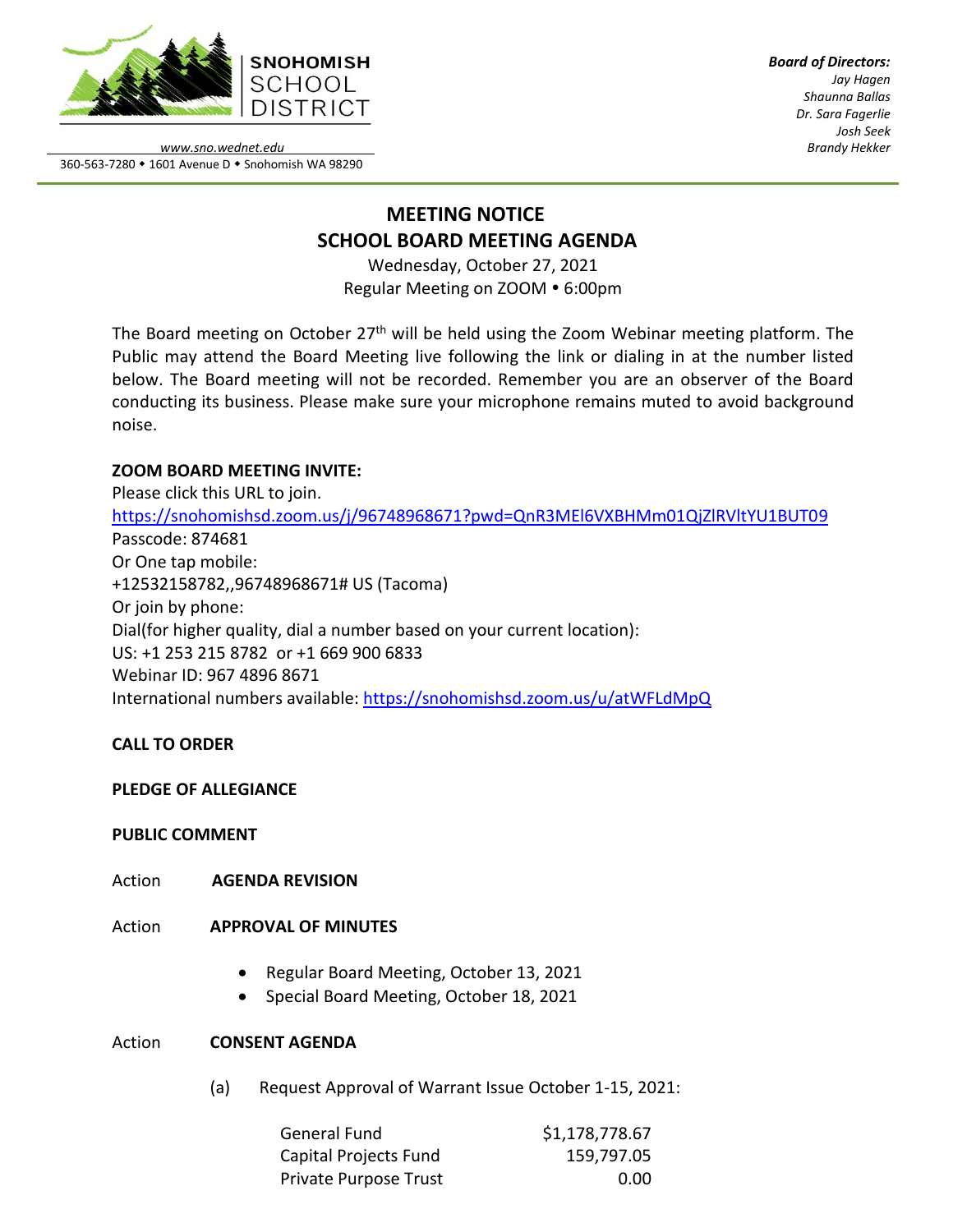**SNOHOMISH SCHOOL DISTRICT**

*www.sno.wednet.edu*
360-563-7280 • 1601 Avenue D • Snohomish WA 98290

***Board of Directors:***
*Jay Hagen*
*Shaunna Ballas*
*Dr. Sara Fagerlie*
*Josh Seek*
*Brandy Hekker*

# MEETING NOTICE
# SCHOOL BOARD MEETING AGENDA

Wednesday, October 27, 2021
Regular Meeting on ZOOM • 6:00pm

The Board meeting on October 27th will be held using the Zoom Webinar meeting platform. The Public may attend the Board Meeting live following the link or dialing in at the number listed below. The Board meeting will not be recorded. Remember you are an observer of the Board conducting its business. Please make sure your microphone remains muted to avoid background noise.

**ZOOM BOARD MEETING INVITE:**
Please click this URL to join.
https://snohomishsd.zoom.us/j/96748968671?pwd=QnR3MEl6VXBHMm01QjZlRVltYU1BUT09
Passcode: 874681
Or One tap mobile:
+12532158782,,96748968671# US (Tacoma)
Or join by phone:
Dial(for higher quality, dial a number based on your current location):
US: +1 253 215 8782 or +1 669 900 6833
Webinar ID: 967 4896 8671
International numbers available: https://snohomishsd.zoom.us/u/atWFLdMpQ

**CALL TO ORDER**

**PLEDGE OF ALLEGIANCE**

**PUBLIC COMMENT**

Action **AGENDA REVISION**

Action **APPROVAL OF MINUTES**

- Regular Board Meeting, October 13, 2021
- Special Board Meeting, October 18, 2021

Action **CONSENT AGENDA**

(a) Request Approval of Warrant Issue October 1-15, 2021:

| | |
|---|---|
| General Fund | $1,178,778.67 |
| Capital Projects Fund | 159,797.05 |
| Private Purpose Trust | 0.00 |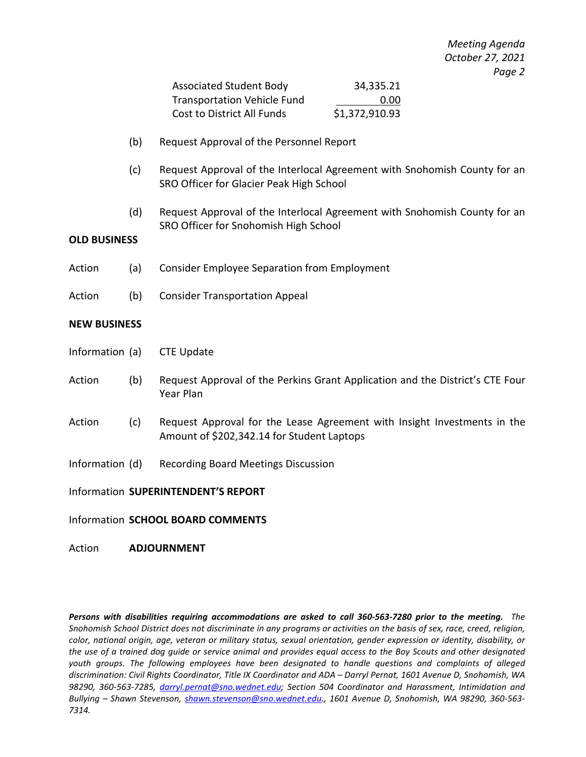| | |
|---|---|
| Associated Student Body | 34,335.21 |
| Transportation Vehicle Fund | 0.00 |
| Cost to District All Funds | $1,372,910.93 |

(b) Request Approval of the Personnel Report

(c) Request Approval of the Interlocal Agreement with Snohomish County for an SRO Officer for Glacier Peak High School

(d) Request Approval of the Interlocal Agreement with Snohomish County for an SRO Officer for Snohomish High School

**OLD BUSINESS**

Action (a) Consider Employee Separation from Employment

Action (b) Consider Transportation Appeal

**NEW BUSINESS**

Information (a) CTE Update

Action (b) Request Approval of the Perkins Grant Application and the District's CTE Four Year Plan

Action (c) Request Approval for the Lease Agreement with Insight Investments in the Amount of $202,342.14 for Student Laptops

Information (d) Recording Board Meetings Discussion

Information **SUPERINTENDENT'S REPORT**

Information **SCHOOL BOARD COMMENTS**

Action **ADJOURNMENT**

***Persons with disabilities requiring accommodations are asked to call 360-563-7280 prior to the meeting.*** *The Snohomish School District does not discriminate in any programs or activities on the basis of sex, race, creed, religion, color, national origin, age, veteran or military status, sexual orientation, gender expression or identity, disability, or the use of a trained dog guide or service animal and provides equal access to the Boy Scouts and other designated youth groups. The following employees have been designated to handle questions and complaints of alleged discrimination: Civil Rights Coordinator, Title IX Coordinator and ADA – Darryl Pernat, 1601 Avenue D, Snohomish, WA 98290, 360-563-7285, darryl.pernat@sno.wednet.edu; Section 504 Coordinator and Harassment, Intimidation and Bullying – Shawn Stevenson, shawn.stevenson@sno.wednet.edu., 1601 Avenue D, Snohomish, WA 98290, 360-563-7314.*